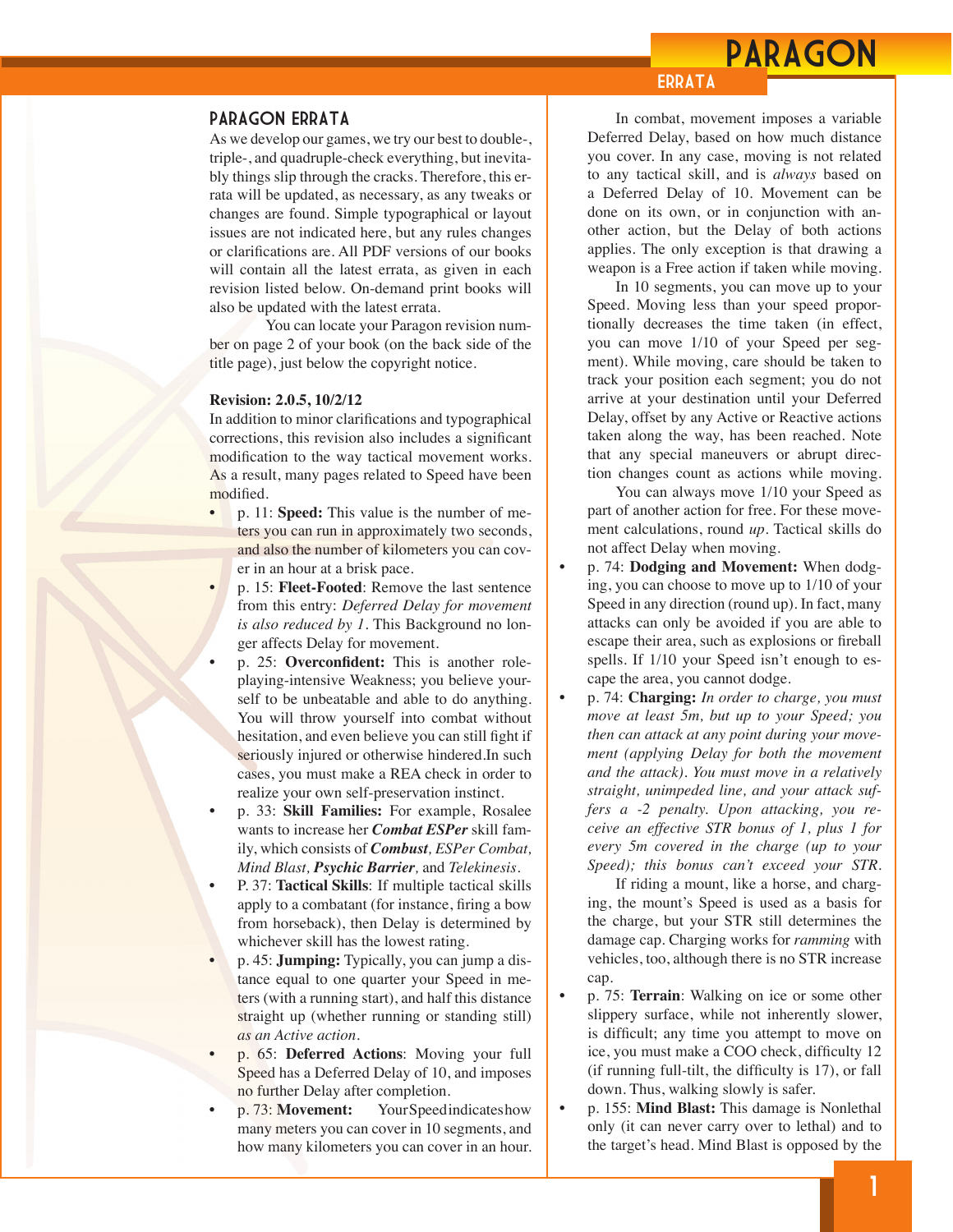## PARAGON ERRATA

As we develop our games, we try our best to double-, triple-, and quadruple-check everything, but inevitably things slip through the cracks. Therefore, this errata will be updated, as necessary, as any tweaks or changes are found. Simple typographical or layout issues are not indicated here, but any rules changes or clarifications are. All PDF versions of our books will contain all the latest errata, as given in each revision listed below. On-demand print books will also be updated with the latest errata.

You can locate your Paragon revision number on page 2 of your book (on the back side of the title page), just below the copyright notice.

**Revision: 2.0.5, 10/2/12**

In addition to minor clarifications and typographical corrections, this revision also includes a significant modification to the way tactical movement works. As a result, many pages related to Speed have been modified.

- p. 11: **Speed:** This value is the number of meters you can run in approximately two seconds, and also the number of kilometers you can cover in an hour at a brisk pace.
- p. 15: **Fleet-Footed**: Remove the last sentence from this entry: *Deferred Delay for movement is also reduced by 1.* This Background no longer affects Delay for movement.
- p. 25: **Overconfident:** This is another roleplaying-intensive Weakness; you believe yourself to be unbeatable and able to do anything. You will throw yourself into combat without hesitation, and even believe you can still fight if seriously injured or otherwise hindered.In such cases, you must make a REA check in order to realize your own self-preservation instinct.
- p. 33: **Skill Families:** For example, Rosalee wants to increase her ***Combat ESPer*** skill family, which consists of ***Combust***, *ESPer Combat, Mind Blast,* ***Psychic Barrier***, and *Telekinesis*.
- P. 37: **Tactical Skills**: If multiple tactical skills apply to a combatant (for instance, firing a bow from horseback), then Delay is determined by whichever skill has the lowest rating.
- p. 45: **Jumping:** Typically, you can jump a distance equal to one quarter your Speed in meters (with a running start), and half this distance straight up (whether running or standing still) *as an Active action*.
- p. 65: **Deferred Actions**: Moving your full Speed has a Deferred Delay of 10, and imposes no further Delay after completion.
- p. 73: **Movement:** Your Speed indicates how many meters you can cover in 10 segments, and how many kilometers you can cover in an hour.

  In combat, movement imposes a variable Deferred Delay, based on how much distance you cover. In any case, moving is not related to any tactical skill, and is *always* based on a Deferred Delay of 10. Movement can be done on its own, or in conjunction with another action, but the Delay of both actions applies. The only exception is that drawing a weapon is a Free action if taken while moving.

  In 10 segments, you can move up to your Speed. Moving less than your speed proportionally decreases the time taken (in effect, you can move 1/10 of your Speed per segment). While moving, care should be taken to track your position each segment; you do not arrive at your destination until your Deferred Delay, offset by any Active or Reactive actions taken along the way, has been reached. Note that any special maneuvers or abrupt direction changes count as actions while moving.

  You can always move 1/10 your Speed as part of another action for free. For these movement calculations, round *up*. Tactical skills do not affect Delay when moving.
- p. 74: **Dodging and Movement:** When dodging, you can choose to move up to 1/10 of your Speed in any direction (round up). In fact, many attacks can only be avoided if you are able to escape their area, such as explosions or fireball spells. If 1/10 your Speed isn't enough to escape the area, you cannot dodge.
- p. 74: **Charging:** *In order to charge, you must move at least 5m, but up to your Speed; you then can attack at any point during your movement (applying Delay for both the movement and the attack). You must move in a relatively straight, unimpeded line, and your attack suffers a -2 penalty. Upon attacking, you receive an effective STR bonus of 1, plus 1 for every 5m covered in the charge (up to your Speed); this bonus can't exceed your STR.*

  If riding a mount, like a horse, and charging, the mount's Speed is used as a basis for the charge, but your STR still determines the damage cap. Charging works for *ramming* with vehicles, too, although there is no STR increase cap.
- p. 75: **Terrain**: Walking on ice or some other slippery surface, while not inherently slower, is difficult; any time you attempt to move on ice, you must make a COO check, difficulty 12 (if running full-tilt, the difficulty is 17), or fall down. Thus, walking slowly is safer.
- p. 155: **Mind Blast:** This damage is Nonlethal only (it can never carry over to lethal) and to the target's head. Mind Blast is opposed by the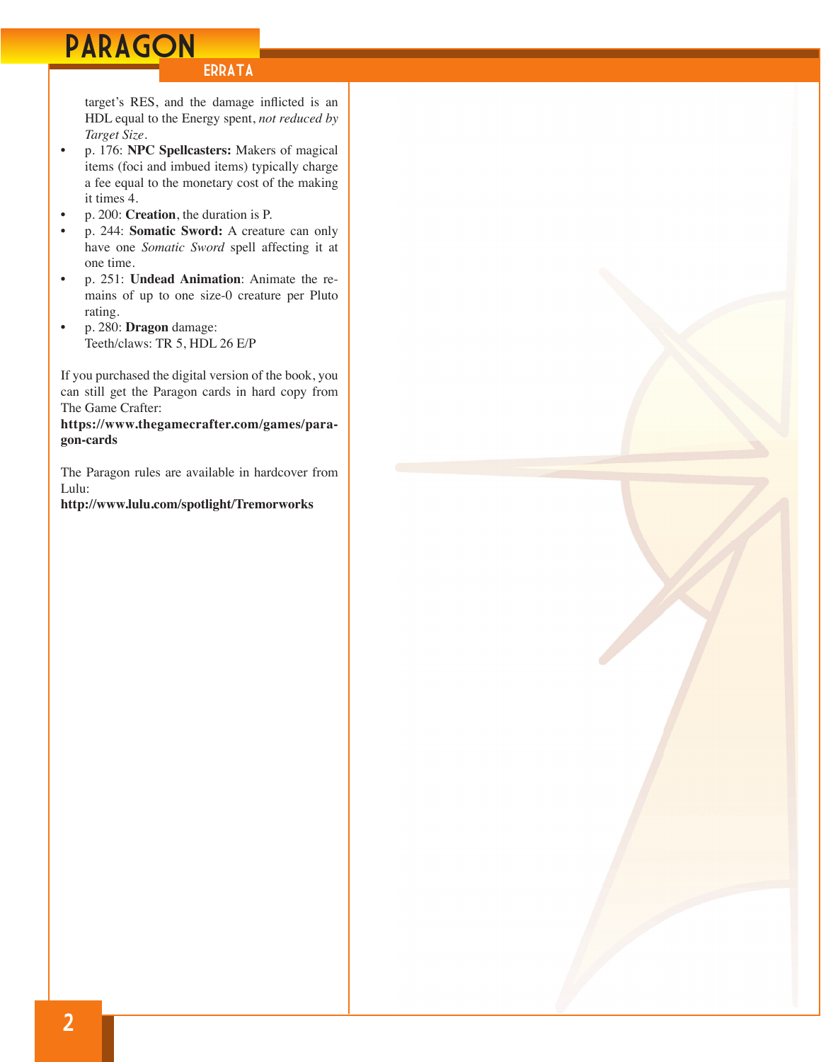target's RES, and the damage inflicted is an HDL equal to the Energy spent, *not reduced by Target Size*.

- p. 176: **NPC Spellcasters:** Makers of magical items (foci and imbued items) typically charge a fee equal to the monetary cost of the making it times 4.
- p. 200: **Creation**, the duration is P.
- p. 244: **Somatic Sword:** A creature can only have one *Somatic Sword* spell affecting it at one time.
- p. 251: **Undead Animation**: Animate the remains of up to one size-0 creature per Pluto rating.
- p. 280: **Dragon** damage:
  Teeth/claws: TR 5, HDL 26 E/P

If you purchased the digital version of the book, you can still get the Paragon cards in hard copy from The Game Crafter:
**https://www.thegamecrafter.com/games/paragon-cards**

The Paragon rules are available in hardcover from Lulu:
**http://www.lulu.com/spotlight/Tremorworks**